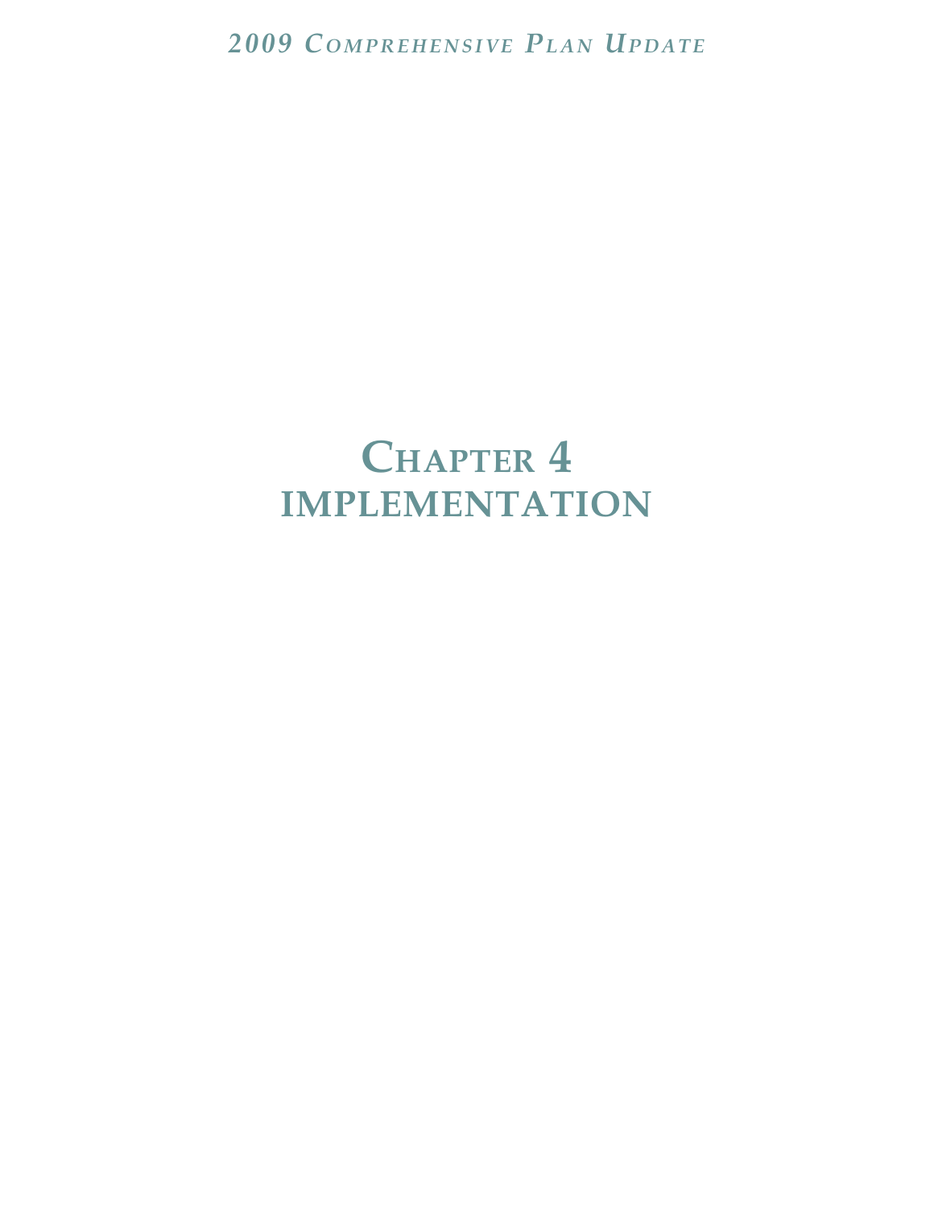# Chapter 4
# IMPLEMENTATION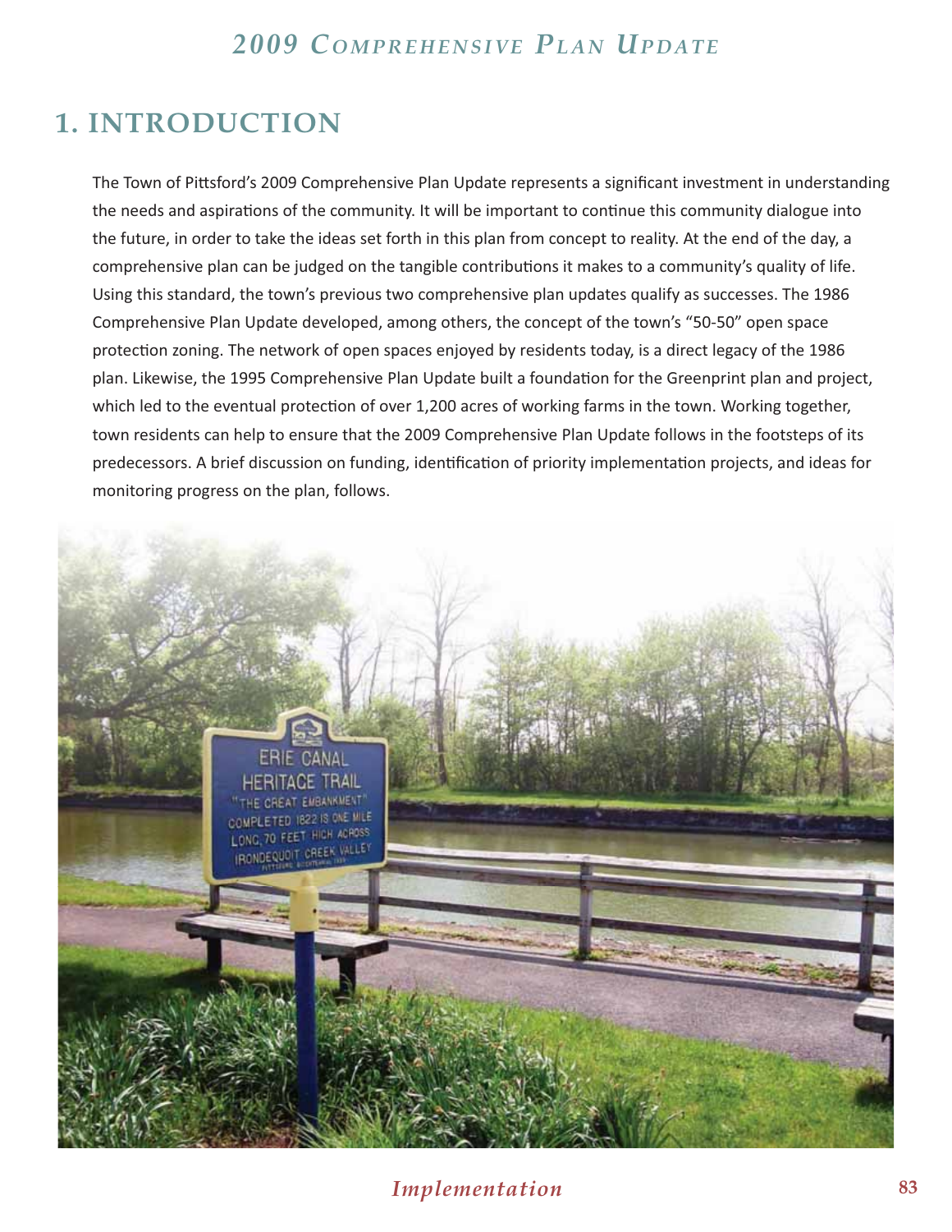# 1. INTRODUCTION

The Town of Pittsford's 2009 Comprehensive Plan Update represents a significant investment in understanding the needs and aspirations of the community. It will be important to continue this community dialogue into the future, in order to take the ideas set forth in this plan from concept to reality. At the end of the day, a comprehensive plan can be judged on the tangible contributions it makes to a community's quality of life. Using this standard, the town's previous two comprehensive plan updates qualify as successes. The 1986 Comprehensive Plan Update developed, among others, the concept of the town's "50-50" open space protection zoning. The network of open spaces enjoyed by residents today, is a direct legacy of the 1986 plan. Likewise, the 1995 Comprehensive Plan Update built a foundation for the Greenprint plan and project, which led to the eventual protection of over 1,200 acres of working farms in the town. Working together, town residents can help to ensure that the 2009 Comprehensive Plan Update follows in the footsteps of its predecessors. A brief discussion on funding, identification of priority implementation projects, and ideas for monitoring progress on the plan, follows.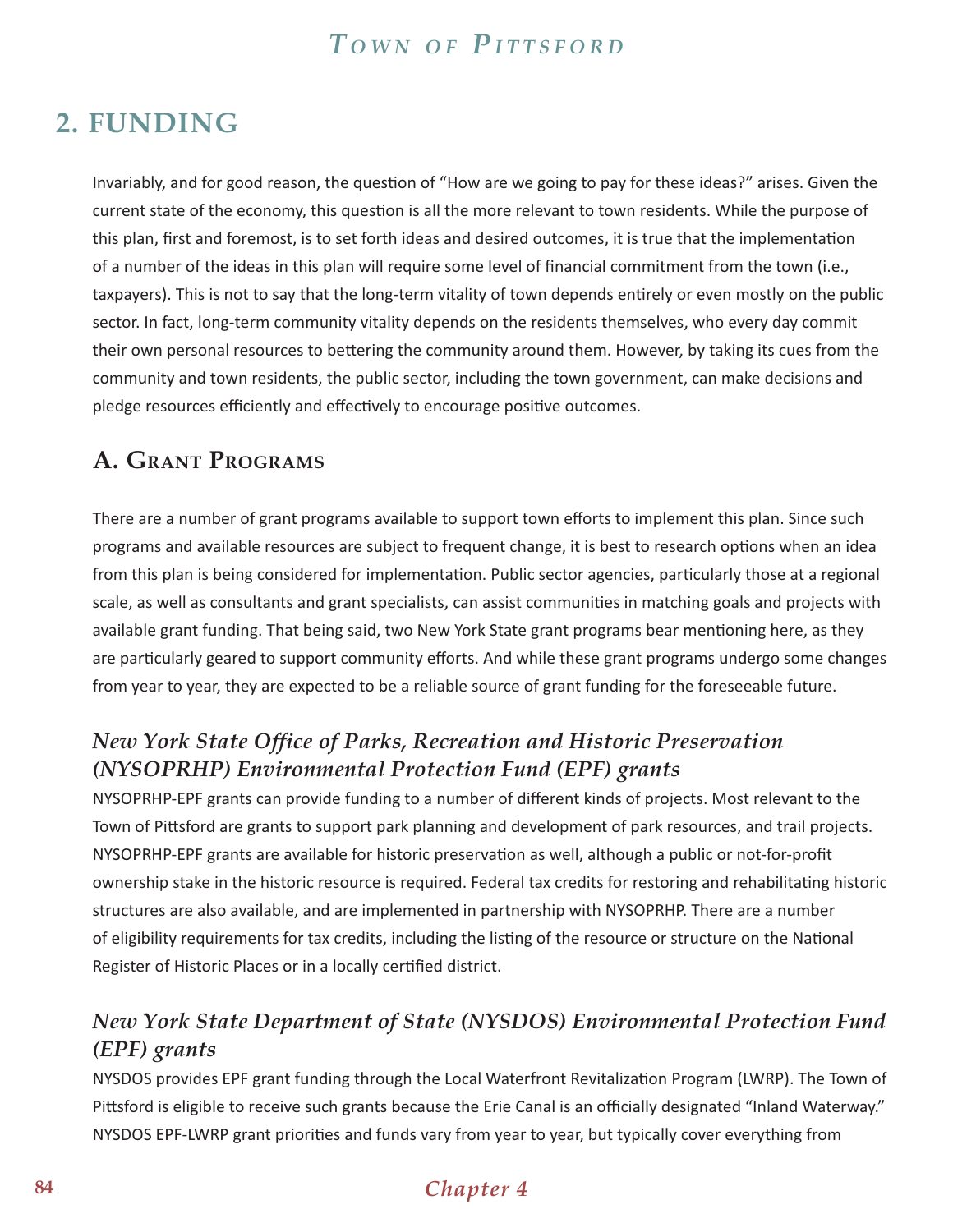## 2. FUNDING

Invariably, and for good reason, the question of "How are we going to pay for these ideas?" arises. Given the current state of the economy, this question is all the more relevant to town residents. While the purpose of this plan, first and foremost, is to set forth ideas and desired outcomes, it is true that the implementation of a number of the ideas in this plan will require some level of financial commitment from the town (i.e., taxpayers). This is not to say that the long-term vitality of town depends entirely or even mostly on the public sector. In fact, long-term community vitality depends on the residents themselves, who every day commit their own personal resources to bettering the community around them. However, by taking its cues from the community and town residents, the public sector, including the town government, can make decisions and pledge resources efficiently and effectively to encourage positive outcomes.

### A. Grant Programs

There are a number of grant programs available to support town efforts to implement this plan. Since such programs and available resources are subject to frequent change, it is best to research options when an idea from this plan is being considered for implementation. Public sector agencies, particularly those at a regional scale, as well as consultants and grant specialists, can assist communities in matching goals and projects with available grant funding. That being said, two New York State grant programs bear mentioning here, as they are particularly geared to support community efforts. And while these grant programs undergo some changes from year to year, they are expected to be a reliable source of grant funding for the foreseeable future.

#### *New York State Office of Parks, Recreation and Historic Preservation (NYSOPRHP) Environmental Protection Fund (EPF) grants*

NYSOPRHP-EPF grants can provide funding to a number of different kinds of projects. Most relevant to the Town of Pittsford are grants to support park planning and development of park resources, and trail projects. NYSOPRHP-EPF grants are available for historic preservation as well, although a public or not-for-profit ownership stake in the historic resource is required. Federal tax credits for restoring and rehabilitating historic structures are also available, and are implemented in partnership with NYSOPRHP. There are a number of eligibility requirements for tax credits, including the listing of the resource or structure on the National Register of Historic Places or in a locally certified district.

#### *New York State Department of State (NYSDOS) Environmental Protection Fund (EPF) grants*

NYSDOS provides EPF grant funding through the Local Waterfront Revitalization Program (LWRP). The Town of Pittsford is eligible to receive such grants because the Erie Canal is an officially designated "Inland Waterway." NYSDOS EPF-LWRP grant priorities and funds vary from year to year, but typically cover everything from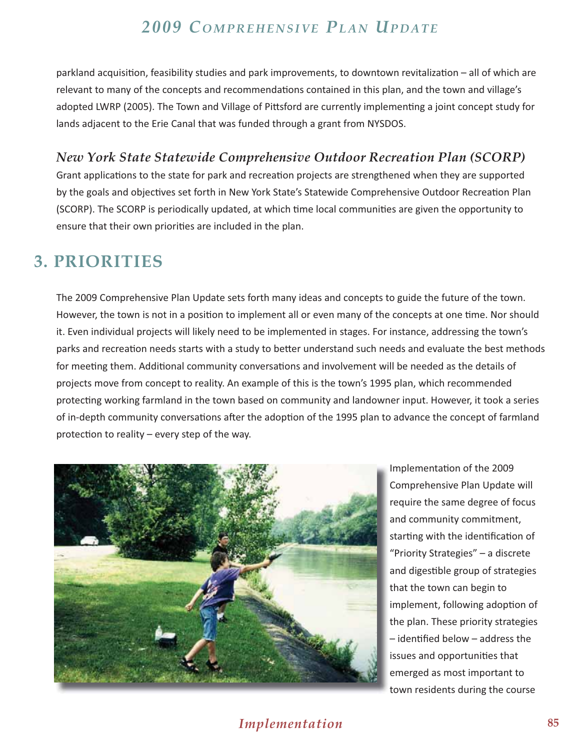parkland acquisition, feasibility studies and park improvements, to downtown revitalization – all of which are relevant to many of the concepts and recommendations contained in this plan, and the town and village's adopted LWRP (2005). The Town and Village of Pittsford are currently implementing a joint concept study for lands adjacent to the Erie Canal that was funded through a grant from NYSDOS.

### *New York State Statewide Comprehensive Outdoor Recreation Plan (SCORP)*

Grant applications to the state for park and recreation projects are strengthened when they are supported by the goals and objectives set forth in New York State's Statewide Comprehensive Outdoor Recreation Plan (SCORP). The SCORP is periodically updated, at which time local communities are given the opportunity to ensure that their own priorities are included in the plan.

## 3. PRIORITIES

The 2009 Comprehensive Plan Update sets forth many ideas and concepts to guide the future of the town. However, the town is not in a position to implement all or even many of the concepts at one time. Nor should it. Even individual projects will likely need to be implemented in stages. For instance, addressing the town's parks and recreation needs starts with a study to better understand such needs and evaluate the best methods for meeting them. Additional community conversations and involvement will be needed as the details of projects move from concept to reality. An example of this is the town's 1995 plan, which recommended protecting working farmland in the town based on community and landowner input. However, it took a series of in-depth community conversations after the adoption of the 1995 plan to advance the concept of farmland protection to reality – every step of the way.

Implementation of the 2009 Comprehensive Plan Update will require the same degree of focus and community commitment, starting with the identification of "Priority Strategies" – a discrete and digestible group of strategies that the town can begin to implement, following adoption of the plan. These priority strategies – identified below – address the issues and opportunities that emerged as most important to town residents during the course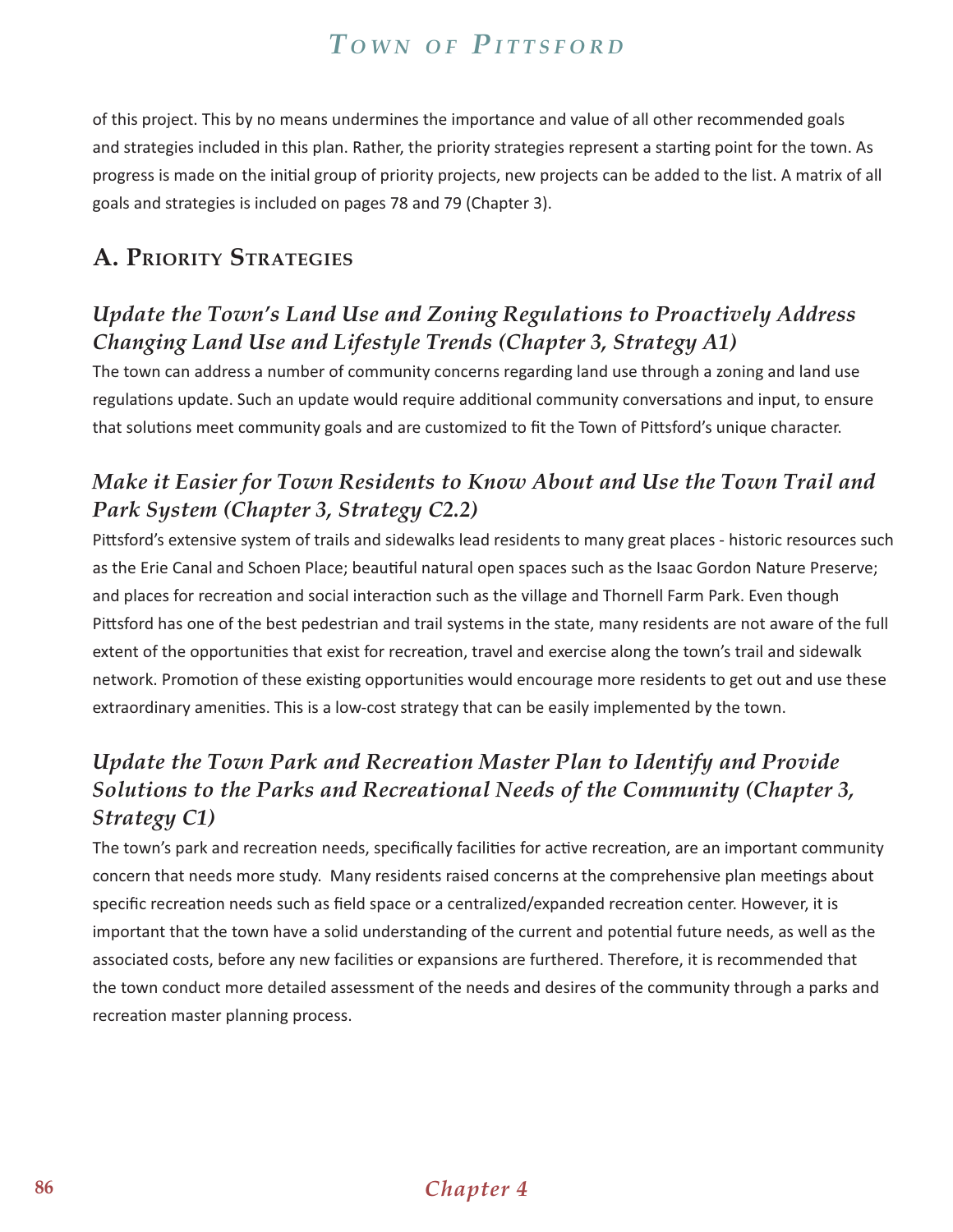of this project. This by no means undermines the importance and value of all other recommended goals and strategies included in this plan. Rather, the priority strategies represent a starting point for the town. As progress is made on the initial group of priority projects, new projects can be added to the list. A matrix of all goals and strategies is included on pages 78 and 79 (Chapter 3).

## A. Priority Strategies

### *Update the Town's Land Use and Zoning Regulations to Proactively Address Changing Land Use and Lifestyle Trends (Chapter 3, Strategy A1)*

The town can address a number of community concerns regarding land use through a zoning and land use regulations update. Such an update would require additional community conversations and input, to ensure that solutions meet community goals and are customized to fit the Town of Pittsford's unique character.

### *Make it Easier for Town Residents to Know About and Use the Town Trail and Park System (Chapter 3, Strategy C2.2)*

Pittsford's extensive system of trails and sidewalks lead residents to many great places - historic resources such as the Erie Canal and Schoen Place; beautiful natural open spaces such as the Isaac Gordon Nature Preserve; and places for recreation and social interaction such as the village and Thornell Farm Park. Even though Pittsford has one of the best pedestrian and trail systems in the state, many residents are not aware of the full extent of the opportunities that exist for recreation, travel and exercise along the town's trail and sidewalk network. Promotion of these existing opportunities would encourage more residents to get out and use these extraordinary amenities. This is a low-cost strategy that can be easily implemented by the town.

### *Update the Town Park and Recreation Master Plan to Identify and Provide Solutions to the Parks and Recreational Needs of the Community (Chapter 3, Strategy C1)*

The town's park and recreation needs, specifically facilities for active recreation, are an important community concern that needs more study. Many residents raised concerns at the comprehensive plan meetings about specific recreation needs such as field space or a centralized/expanded recreation center. However, it is important that the town have a solid understanding of the current and potential future needs, as well as the associated costs, before any new facilities or expansions are furthered. Therefore, it is recommended that the town conduct more detailed assessment of the needs and desires of the community through a parks and recreation master planning process.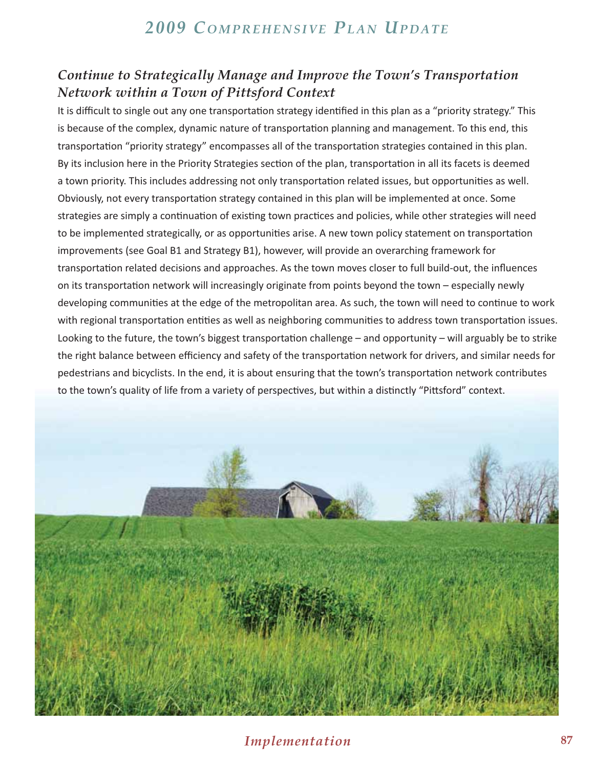## Continue to Strategically Manage and Improve the Town's Transportation Network within a Town of Pittsford Context

It is difficult to single out any one transportation strategy identified in this plan as a "priority strategy." This is because of the complex, dynamic nature of transportation planning and management. To this end, this transportation "priority strategy" encompasses all of the transportation strategies contained in this plan. By its inclusion here in the Priority Strategies section of the plan, transportation in all its facets is deemed a town priority. This includes addressing not only transportation related issues, but opportunities as well. Obviously, not every transportation strategy contained in this plan will be implemented at once. Some strategies are simply a continuation of existing town practices and policies, while other strategies will need to be implemented strategically, or as opportunities arise. A new town policy statement on transportation improvements (see Goal B1 and Strategy B1), however, will provide an overarching framework for transportation related decisions and approaches. As the town moves closer to full build-out, the influences on its transportation network will increasingly originate from points beyond the town – especially newly developing communities at the edge of the metropolitan area. As such, the town will need to continue to work with regional transportation entities as well as neighboring communities to address town transportation issues. Looking to the future, the town's biggest transportation challenge – and opportunity – will arguably be to strike the right balance between efficiency and safety of the transportation network for drivers, and similar needs for pedestrians and bicyclists. In the end, it is about ensuring that the town's transportation network contributes to the town's quality of life from a variety of perspectives, but within a distinctly "Pittsford" context.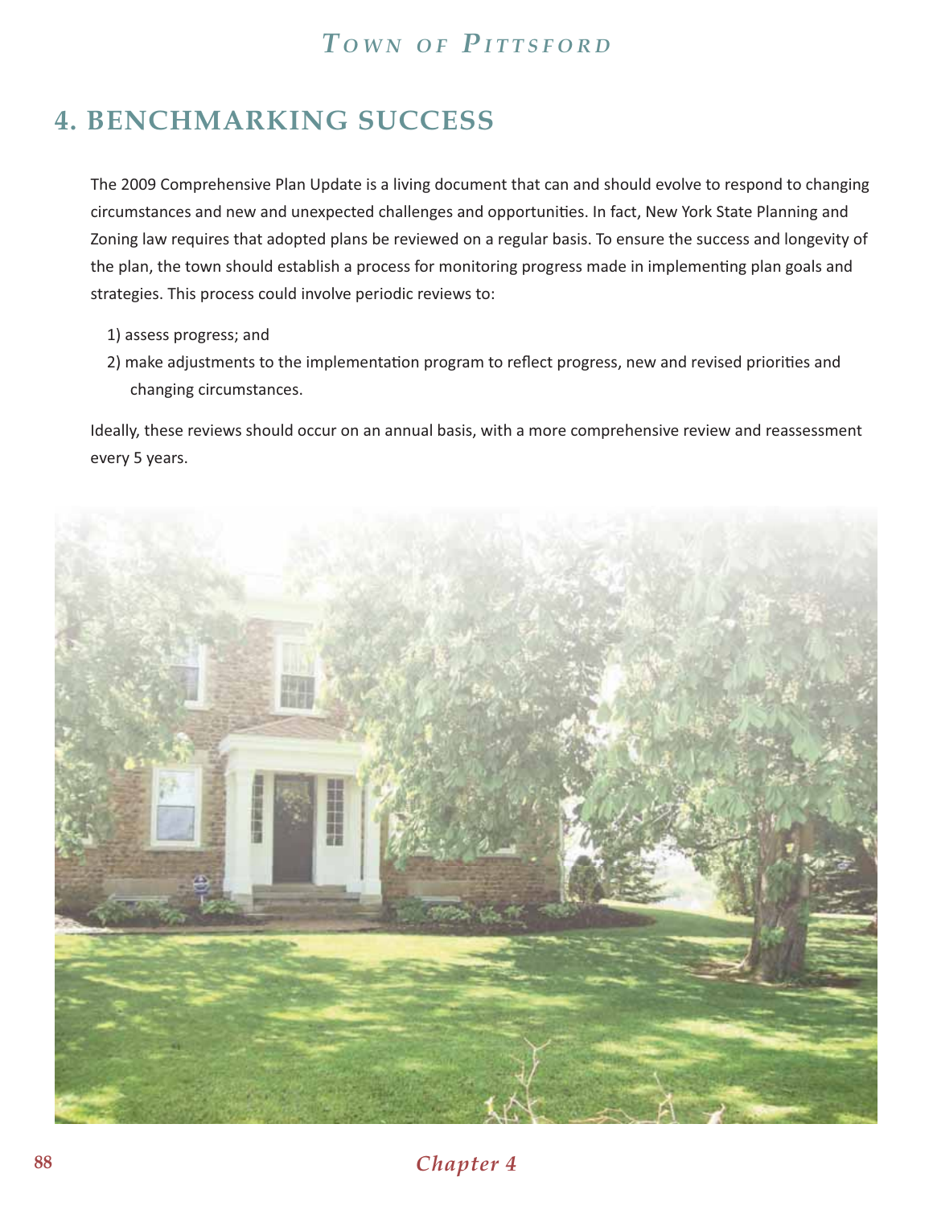# 4. BENCHMARKING SUCCESS

The 2009 Comprehensive Plan Update is a living document that can and should evolve to respond to changing circumstances and new and unexpected challenges and opportunities. In fact, New York State Planning and Zoning law requires that adopted plans be reviewed on a regular basis. To ensure the success and longevity of the plan, the town should establish a process for monitoring progress made in implementing plan goals and strategies. This process could involve periodic reviews to:

1) assess progress; and
2) make adjustments to the implementation program to reflect progress, new and revised priorities and changing circumstances.

Ideally, these reviews should occur on an annual basis, with a more comprehensive review and reassessment every 5 years.